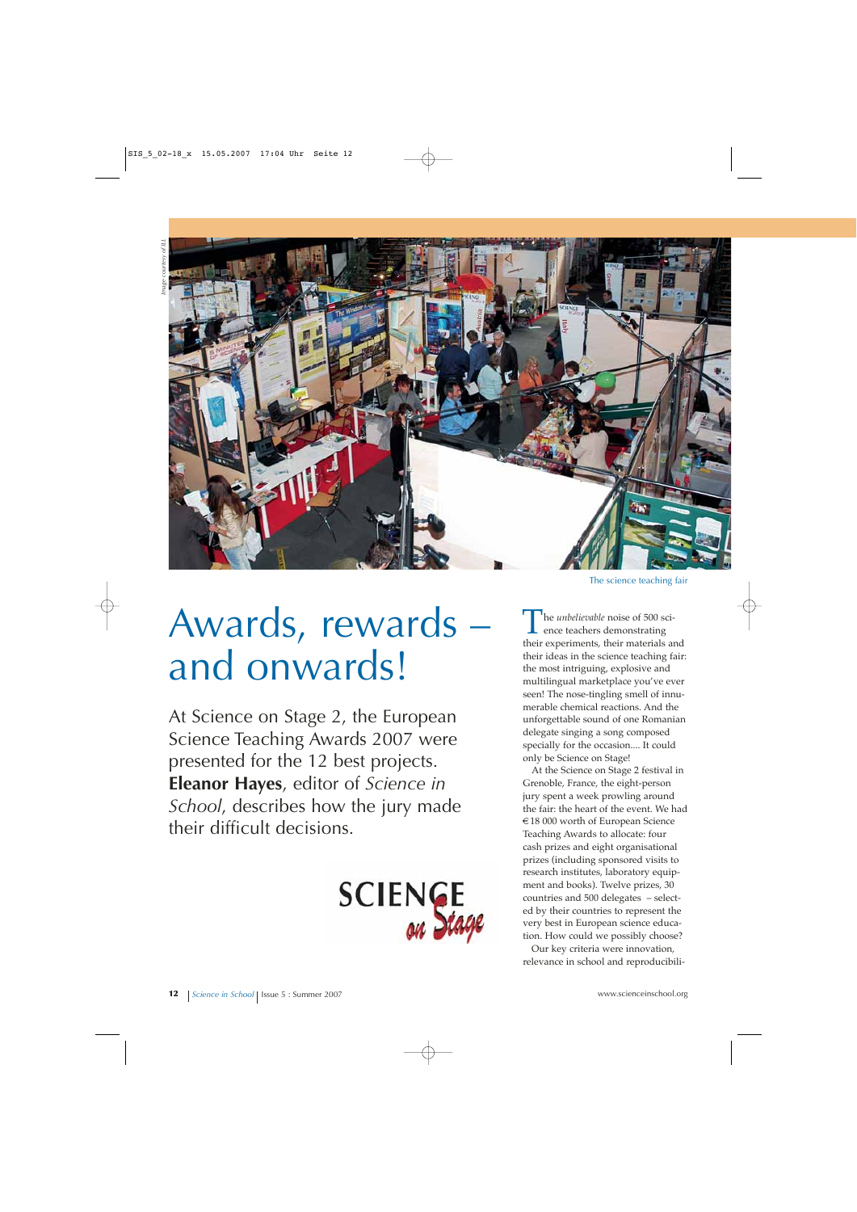The science teaching fair

# Awards, rewards – and onwards!

At Science on Stage 2, the European Science Teaching Awards 2007 were presented for the 12 best projects. **Eleanor Hayes**, editor of *Science in School*, describes how the jury made their difficult decisions.

The *unbelievable* noise of 500 science teachers demonstrating their experiments, their materials and their ideas in the science teaching fair: the most intriguing, explosive and multilingual marketplace you've ever seen! The nose-tingling smell of innumerable chemical reactions. And the unforgettable sound of one Romanian delegate singing a song composed specially for the occasion.... It could only be Science on Stage!

At the Science on Stage 2 festival in Grenoble, France, the eight-person jury spent a week prowling around the fair: the heart of the event. We had €18 000 worth of European Science Teaching Awards to allocate: four cash prizes and eight organisational prizes (including sponsored visits to research institutes, laboratory equipment and books). Twelve prizes, 30 countries and 500 delegates – selected by their countries to represent the very best in European science education. How could we possibly choose?

Our key criteria were innovation, relevance in school and reproducibili-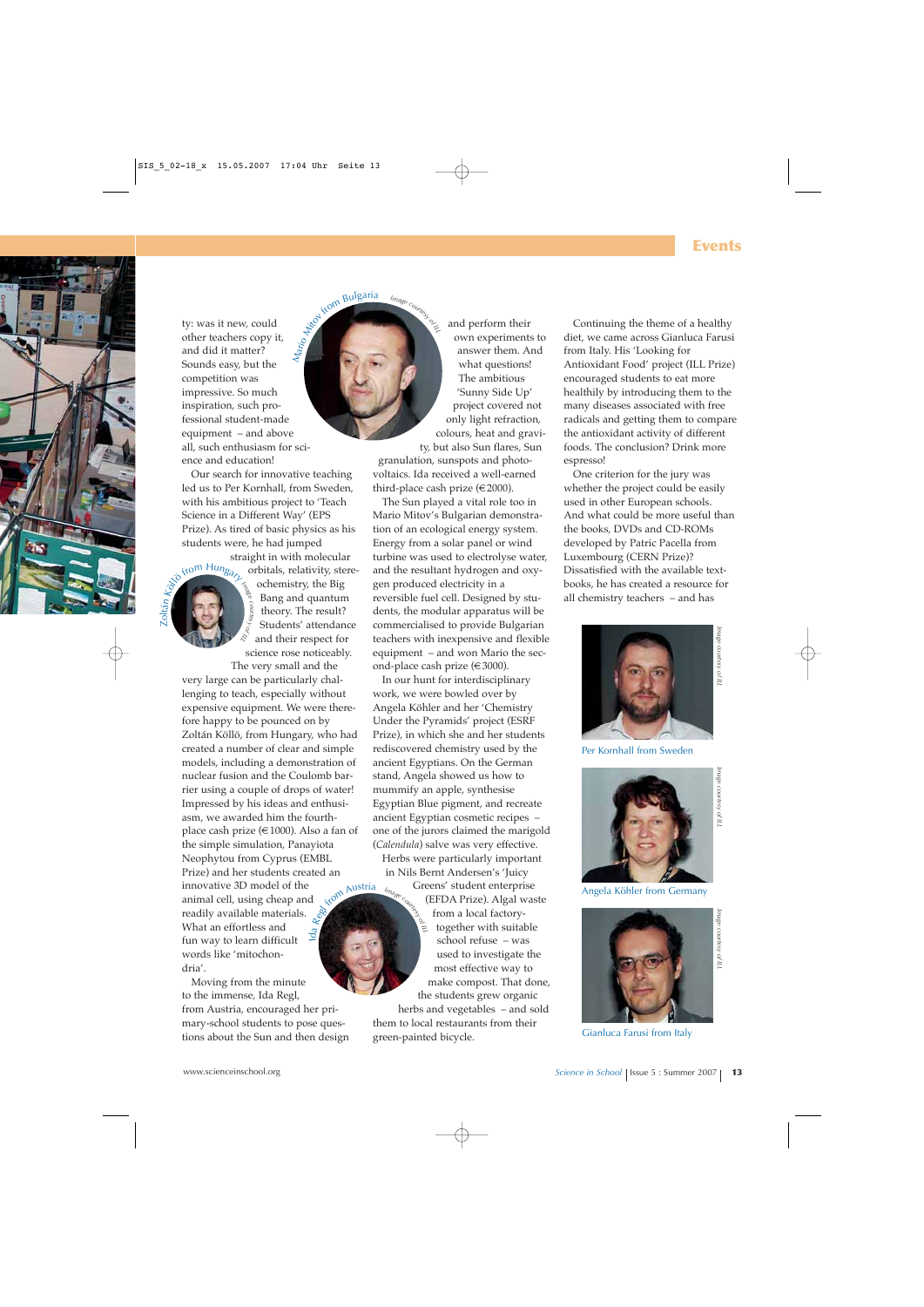ty: was it new, could other teachers copy it, and did it matter? Sounds easy, but the competition was impressive. So much inspiration, such professional student-made equipment – and above all, such enthusiasm for science and education!

Our search for innovative teaching led us to Per Kornhall, from Sweden, with his ambitious project to 'Teach Science in a Different Way' (EPS Prize). As tired of basic physics as his students were, he had jumped straight in with molecular orbitals, relativity, stereochemistry, the Big Bang and quantum theory. The result? Students' attendance and their respect for science rose noticeably.

Zoltán Köllö from Hungary

The very small and the very large can be particularly challenging to teach, especially without expensive equipment. We were therefore happy to be pounced on by Zoltán Köllö, from Hungary, who had created a number of clear and simple models, including a demonstration of nuclear fusion and the Coulomb barrier using a couple of drops of water! Impressed by his ideas and enthusiasm, we awarded him the fourth-place cash prize (€1000). Also a fan of the simple simulation, Panayiota Neophytou from Cyprus (EMBL Prize) and her students created an innovative 3D model of the animal cell, using cheap and readily available materials. What an effortless and fun way to learn difficult words like 'mitochondria'.

Moving from the minute to the immense, Ida Regl, from Austria, encouraged her primary-school students to pose questions about the Sun and then design and perform their own experiments to answer them. And what questions! The ambitious 'Sunny Side Up' project covered not only light refraction, colours, heat and gravity, but also Sun flares, Sun granulation, sunspots and photovoltaics. Ida received a well-earned third-place cash prize (€2000).

Mario Mitov from Bulgaria

Ida Regl from Austria

The Sun played a vital role too in Mario Mitov's Bulgarian demonstration of an ecological energy system. Energy from a solar panel or wind turbine was used to electrolyse water, and the resultant hydrogen and oxygen produced electricity in a reversible fuel cell. Designed by students, the modular apparatus will be commercialised to provide Bulgarian teachers with inexpensive and flexible equipment – and won Mario the second-place cash prize (€3000).

In our hunt for interdisciplinary work, we were bowled over by Angela Köhler and her 'Chemistry Under the Pyramids' project (ESRF Prize), in which she and her students rediscovered chemistry used by the ancient Egyptians. On the German stand, Angela showed us how to mummify an apple, synthesise Egyptian Blue pigment, and recreate ancient Egyptian cosmetic recipes – one of the jurors claimed the marigold (*Calendula*) salve was very effective.

Herbs were particularly important in Nils Bernt Andersen's 'Juicy Greens' student enterprise (EFDA Prize). Algal waste from a local factory-together with suitable school refuse – was used to investigate the most effective way to make compost. That done, the students grew organic herbs and vegetables – and sold them to local restaurants from their green-painted bicycle.

Continuing the theme of a healthy diet, we came across Gianluca Farusi from Italy. His 'Looking for Antioxidant Food' project (ILL Prize) encouraged students to eat more healthily by introducing them to the many diseases associated with free radicals and getting them to compare the antioxidant activity of different foods. The conclusion? Drink more espresso!

One criterion for the jury was whether the project could be easily used in other European schools. And what could be more useful than the books, DVDs and CD-ROMs developed by Patric Pacella from Luxembourg (CERN Prize)? Dissatisfied with the available textbooks, he has created a resource for all chemistry teachers – and has

Per Kornhall from Sweden

Angela Köhler from Germany

Gianluca Farusi from Italy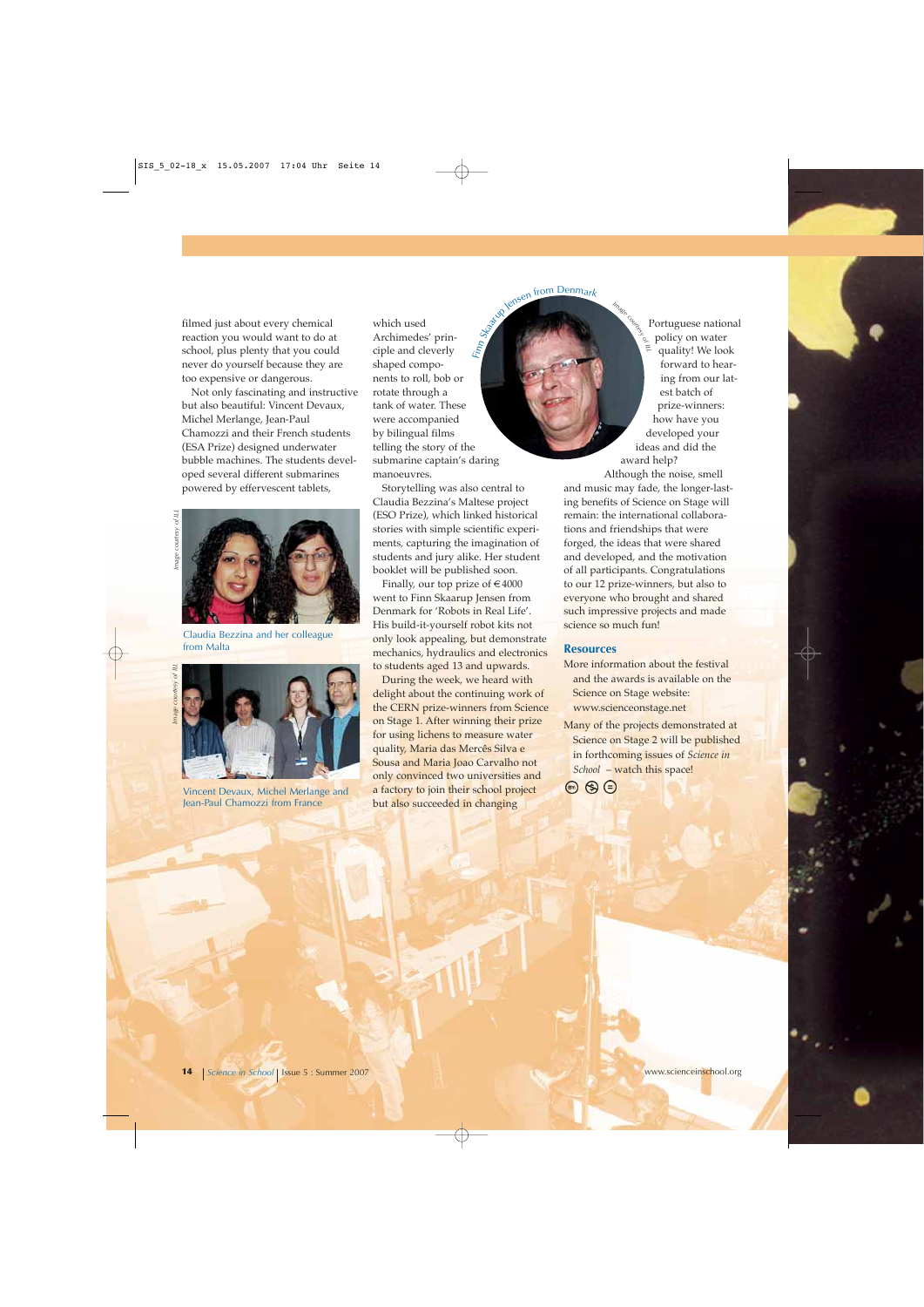filmed just about every chemical reaction you would want to do at school, plus plenty that you could never do yourself because they are too expensive or dangerous.

Not only fascinating and instructive but also beautiful: Vincent Devaux, Michel Merlange, Jean-Paul Chamozzi and their French students (ESA Prize) designed underwater bubble machines. The students developed several different submarines powered by effervescent tablets, which used Archimedes' principle and cleverly shaped components to roll, bob or rotate through a tank of water. These were accompanied by bilingual films telling the story of the submarine captain's daring manoeuvres.

Storytelling was also central to Claudia Bezzina's Maltese project (ESO Prize), which linked historical stories with simple scientific experiments, capturing the imagination of students and jury alike. Her student booklet will be published soon.

Finally, our top prize of €4000 went to Finn Skaarup Jensen from Denmark for 'Robots in Real Life'. His build-it-yourself robot kits not only look appealing, but demonstrate mechanics, hydraulics and electronics to students aged 13 and upwards.

During the week, we heard with delight about the continuing work of the CERN prize-winners from Science on Stage 1. After winning their prize for using lichens to measure water quality, Maria das Mercês Silva e Sousa and Maria Joao Carvalho not only convinced two universities and a factory to join their school project but also succeeded in changing Portuguese national policy on water quality! We look forward to hearing from our latest batch of prize-winners: how have you developed your ideas and did the award help?

Although the noise, smell and music may fade, the longer-lasting benefits of Science on Stage will remain: the international collaborations and friendships that were forged, the ideas that were shared and developed, and the motivation of all participants. Congratulations to our 12 prize-winners, but also to everyone who brought and shared such impressive projects and made science so much fun!

Image courtesy of ILL

Claudia Bezzina and her colleague from Malta

Image courtesy of ILL

Vincent Devaux, Michel Merlange and Jean-Paul Chamozzi from France

Finn Skaarup Jensen from Denmark

Image courtesy of ILL

## Resources

More information about the festival and the awards is available on the Science on Stage website: www.scienceonstage.net

Many of the projects demonstrated at Science on Stage 2 will be published in forthcoming issues of *Science in School* – watch this space!